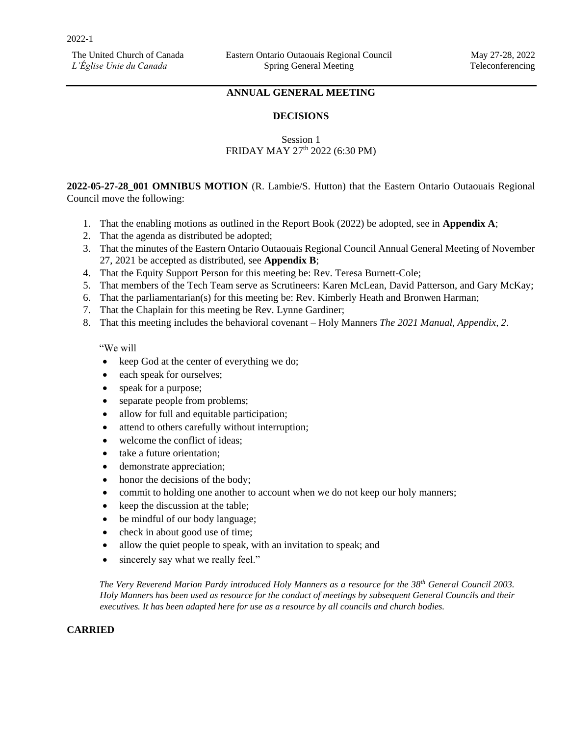2022-1

The United Church of Canada
*L'Église Unie du Canada*

Eastern Ontario Outaouais Regional Council
Spring General Meeting

May 27-28, 2022
Teleconferencing

## ANNUAL GENERAL MEETING

### DECISIONS

Session 1
FRIDAY MAY 27th 2022 (6:30 PM)

**2022-05-27-28_001 OMNIBUS MOTION** (R. Lambie/S. Hutton) that the Eastern Ontario Outaouais Regional Council move the following:

1. That the enabling motions as outlined in the Report Book (2022) be adopted, see in **Appendix A**;
2. That the agenda as distributed be adopted;
3. That the minutes of the Eastern Ontario Outaouais Regional Council Annual General Meeting of November 27, 2021 be accepted as distributed, see **Appendix B**;
4. That the Equity Support Person for this meeting be: Rev. Teresa Burnett-Cole;
5. That members of the Tech Team serve as Scrutineers: Karen McLean, David Patterson, and Gary McKay;
6. That the parliamentarian(s) for this meeting be: Rev. Kimberly Heath and Bronwen Harman;
7. That the Chaplain for this meeting be Rev. Lynne Gardiner;
8. That this meeting includes the behavioral covenant – Holy Manners *The 2021 Manual, Appendix, 2*.

"We will

- keep God at the center of everything we do;
- each speak for ourselves;
- speak for a purpose;
- separate people from problems;
- allow for full and equitable participation;
- attend to others carefully without interruption;
- welcome the conflict of ideas;
- take a future orientation;
- demonstrate appreciation;
- honor the decisions of the body;
- commit to holding one another to account when we do not keep our holy manners;
- keep the discussion at the table;
- be mindful of our body language;
- check in about good use of time;
- allow the quiet people to speak, with an invitation to speak; and
- sincerely say what we really feel."

*The Very Reverend Marion Pardy introduced Holy Manners as a resource for the 38th General Council 2003. Holy Manners has been used as resource for the conduct of meetings by subsequent General Councils and their executives. It has been adapted here for use as a resource by all councils and church bodies.*

**CARRIED**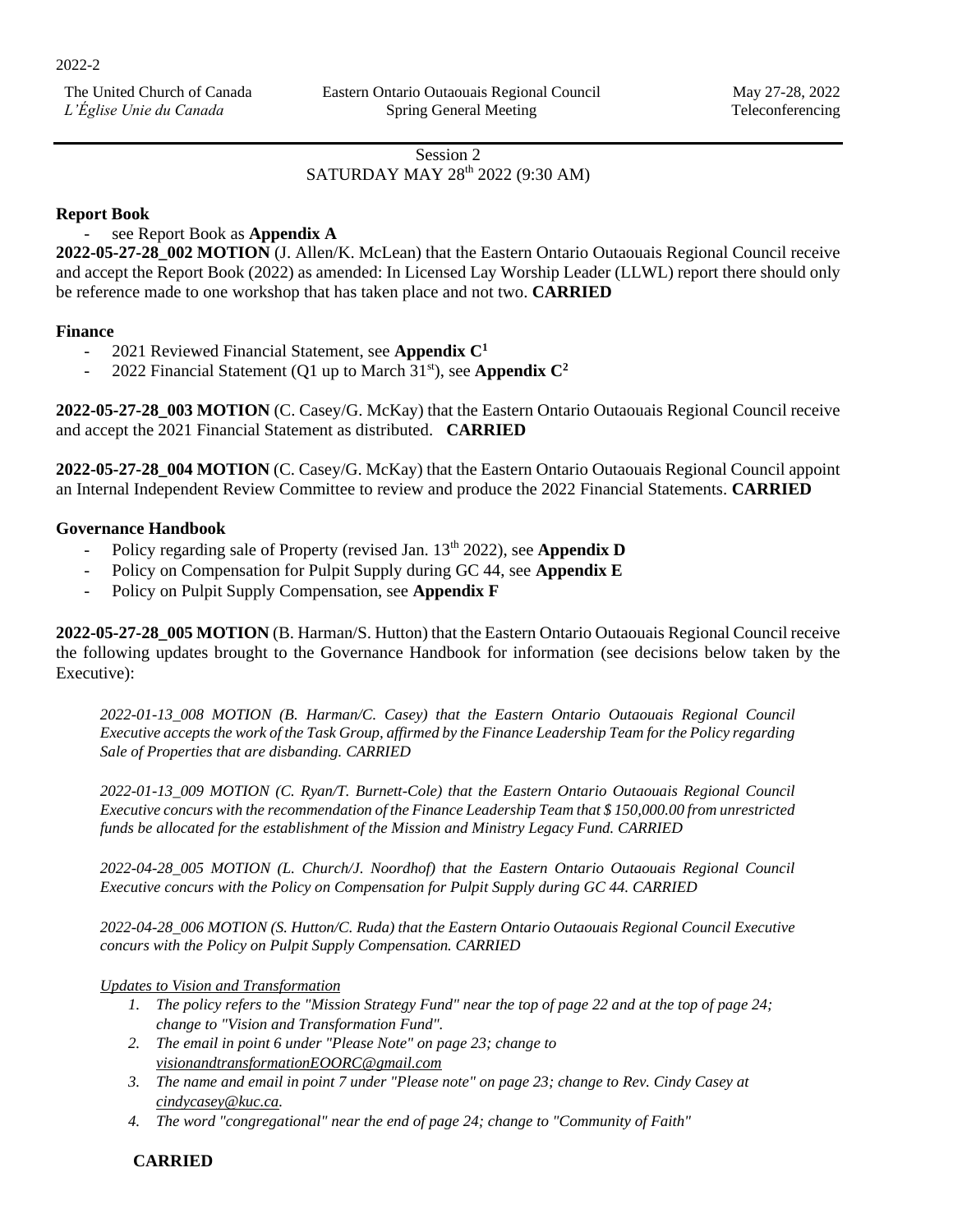Session 2
SATURDAY MAY 28th 2022 (9:30 AM)

**Report Book**

- see Report Book as **Appendix A**

**2022-05-27-28_002 MOTION** (J. Allen/K. McLean) that the Eastern Ontario Outaouais Regional Council receive and accept the Report Book (2022) as amended: In Licensed Lay Worship Leader (LLWL) report there should only be reference made to one workshop that has taken place and not two. **CARRIED**

**Finance**

- 2021 Reviewed Financial Statement, see **Appendix C[1]**
- 2022 Financial Statement (Q1 up to March 31st), see **Appendix C[2]**

**2022-05-27-28_003 MOTION** (C. Casey/G. McKay) that the Eastern Ontario Outaouais Regional Council receive and accept the 2021 Financial Statement as distributed. **CARRIED**

**2022-05-27-28_004 MOTION** (C. Casey/G. McKay) that the Eastern Ontario Outaouais Regional Council appoint an Internal Independent Review Committee to review and produce the 2022 Financial Statements. **CARRIED**

**Governance Handbook**

- Policy regarding sale of Property (revised Jan. 13th 2022), see **Appendix D**
- Policy on Compensation for Pulpit Supply during GC 44, see **Appendix E**
- Policy on Pulpit Supply Compensation, see **Appendix F**

**2022-05-27-28_005 MOTION** (B. Harman/S. Hutton) that the Eastern Ontario Outaouais Regional Council receive the following updates brought to the Governance Handbook for information (see decisions below taken by the Executive):

> *2022-01-13_008 MOTION (B. Harman/C. Casey) that the Eastern Ontario Outaouais Regional Council Executive accepts the work of the Task Group, affirmed by the Finance Leadership Team for the Policy regarding Sale of Properties that are disbanding. CARRIED*
>
> *2022-01-13_009 MOTION (C. Ryan/T. Burnett-Cole) that the Eastern Ontario Outaouais Regional Council Executive concurs with the recommendation of the Finance Leadership Team that $ 150,000.00 from unrestricted funds be allocated for the establishment of the Mission and Ministry Legacy Fund. CARRIED*
>
> *2022-04-28_005 MOTION (L. Church/J. Noordhof) that the Eastern Ontario Outaouais Regional Council Executive concurs with the Policy on Compensation for Pulpit Supply during GC 44. CARRIED*
>
> *2022-04-28_006 MOTION (S. Hutton/C. Ruda) that the Eastern Ontario Outaouais Regional Council Executive concurs with the Policy on Pulpit Supply Compensation. CARRIED*
>
> *Updates to Vision and Transformation*
>
> 1. *The policy refers to the "Mission Strategy Fund" near the top of page 22 and at the top of page 24; change to "Vision and Transformation Fund".*
> 2. *The email in point 6 under "Please Note" on page 23; change to visionandtransformationEOORC@gmail.com*
> 3. *The name and email in point 7 under "Please note" on page 23; change to Rev. Cindy Casey at cindycasey@kuc.ca.*
> 4. *The word "congregational" near the end of page 24; change to "Community of Faith"*

**CARRIED**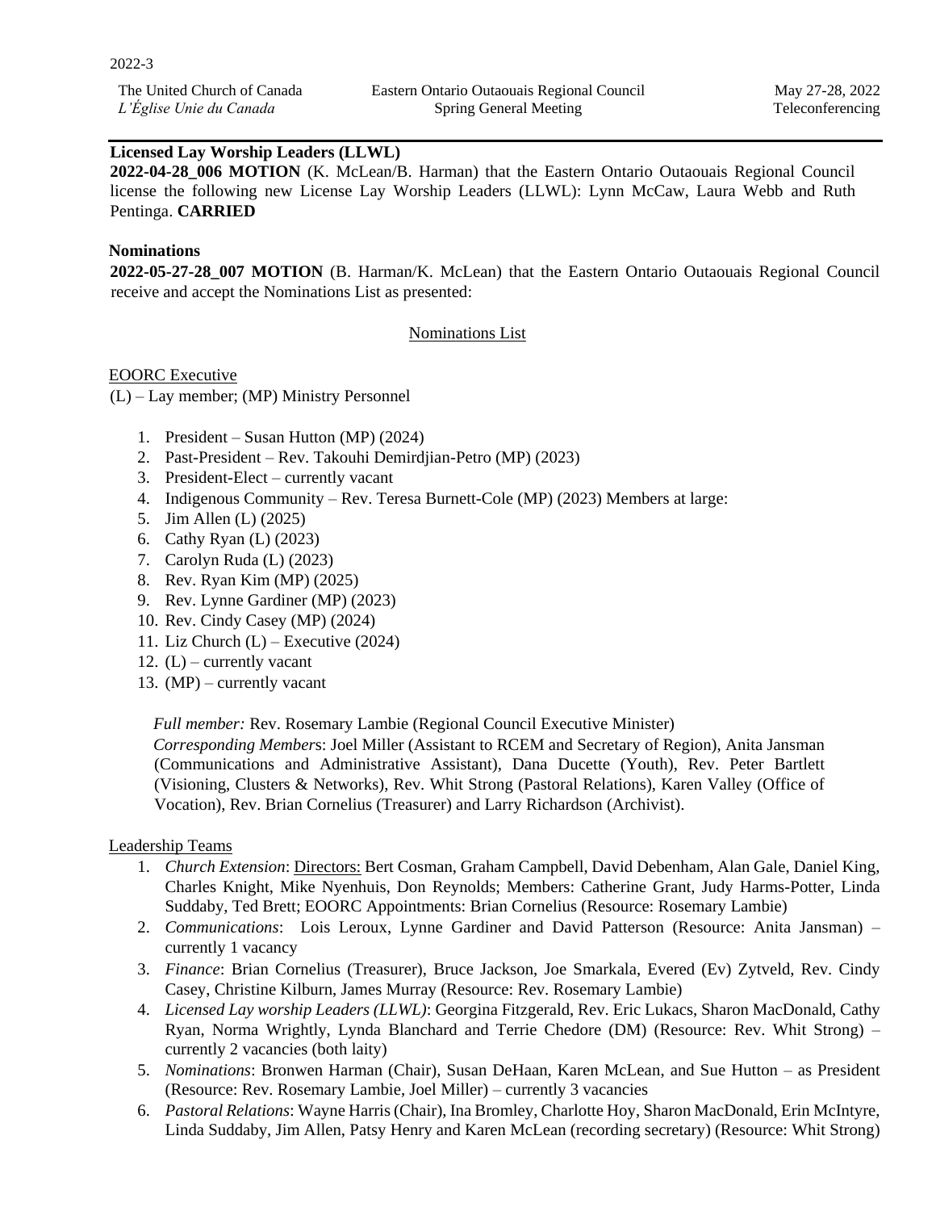**Licensed Lay Worship Leaders (LLWL)**

**2022-04-28_006 MOTION** (K. McLean/B. Harman) that the Eastern Ontario Outaouais Regional Council license the following new License Lay Worship Leaders (LLWL): Lynn McCaw, Laura Webb and Ruth Pentinga. **CARRIED**

**Nominations**

**2022-05-27-28_007 MOTION** (B. Harman/K. McLean) that the Eastern Ontario Outaouais Regional Council receive and accept the Nominations List as presented:

<u>Nominations List</u>

<u>EOORC Executive</u>

(L) – Lay member; (MP) Ministry Personnel

1. President – Susan Hutton (MP) (2024)
2. Past-President – Rev. Takouhi Demirdjian-Petro (MP) (2023)
3. President-Elect – currently vacant
4. Indigenous Community – Rev. Teresa Burnett-Cole (MP) (2023) Members at large:
5. Jim Allen (L) (2025)
6. Cathy Ryan (L) (2023)
7. Carolyn Ruda (L) (2023)
8. Rev. Ryan Kim (MP) (2025)
9. Rev. Lynne Gardiner (MP) (2023)
10. Rev. Cindy Casey (MP) (2024)
11. Liz Church (L) – Executive (2024)
12. (L) – currently vacant
13. (MP) – currently vacant

*Full member:* Rev. Rosemary Lambie (Regional Council Executive Minister)
*Corresponding Member*s: Joel Miller (Assistant to RCEM and Secretary of Region), Anita Jansman (Communications and Administrative Assistant), Dana Ducette (Youth), Rev. Peter Bartlett (Visioning, Clusters & Networks), Rev. Whit Strong (Pastoral Relations), Karen Valley (Office of Vocation), Rev. Brian Cornelius (Treasurer) and Larry Richardson (Archivist).

<u>Leadership Teams</u>

1. *Church Extension*: <u>Directors:</u> Bert Cosman, Graham Campbell, David Debenham, Alan Gale, Daniel King, Charles Knight, Mike Nyenhuis, Don Reynolds; Members: Catherine Grant, Judy Harms-Potter, Linda Suddaby, Ted Brett; EOORC Appointments: Brian Cornelius (Resource: Rosemary Lambie)
2. *Communications*: Lois Leroux, Lynne Gardiner and David Patterson (Resource: Anita Jansman) – currently 1 vacancy
3. *Finance*: Brian Cornelius (Treasurer), Bruce Jackson, Joe Smarkala, Evered (Ev) Zytveld, Rev. Cindy Casey, Christine Kilburn, James Murray (Resource: Rev. Rosemary Lambie)
4. *Licensed Lay worship Leaders (LLWL)*: Georgina Fitzgerald, Rev. Eric Lukacs, Sharon MacDonald, Cathy Ryan, Norma Wrightly, Lynda Blanchard and Terrie Chedore (DM) (Resource: Rev. Whit Strong) – currently 2 vacancies (both laity)
5. *Nominations*: Bronwen Harman (Chair), Susan DeHaan, Karen McLean, and Sue Hutton – as President (Resource: Rev. Rosemary Lambie, Joel Miller) – currently 3 vacancies
6. *Pastoral Relations*: Wayne Harris (Chair), Ina Bromley, Charlotte Hoy, Sharon MacDonald, Erin McIntyre, Linda Suddaby, Jim Allen, Patsy Henry and Karen McLean (recording secretary) (Resource: Whit Strong)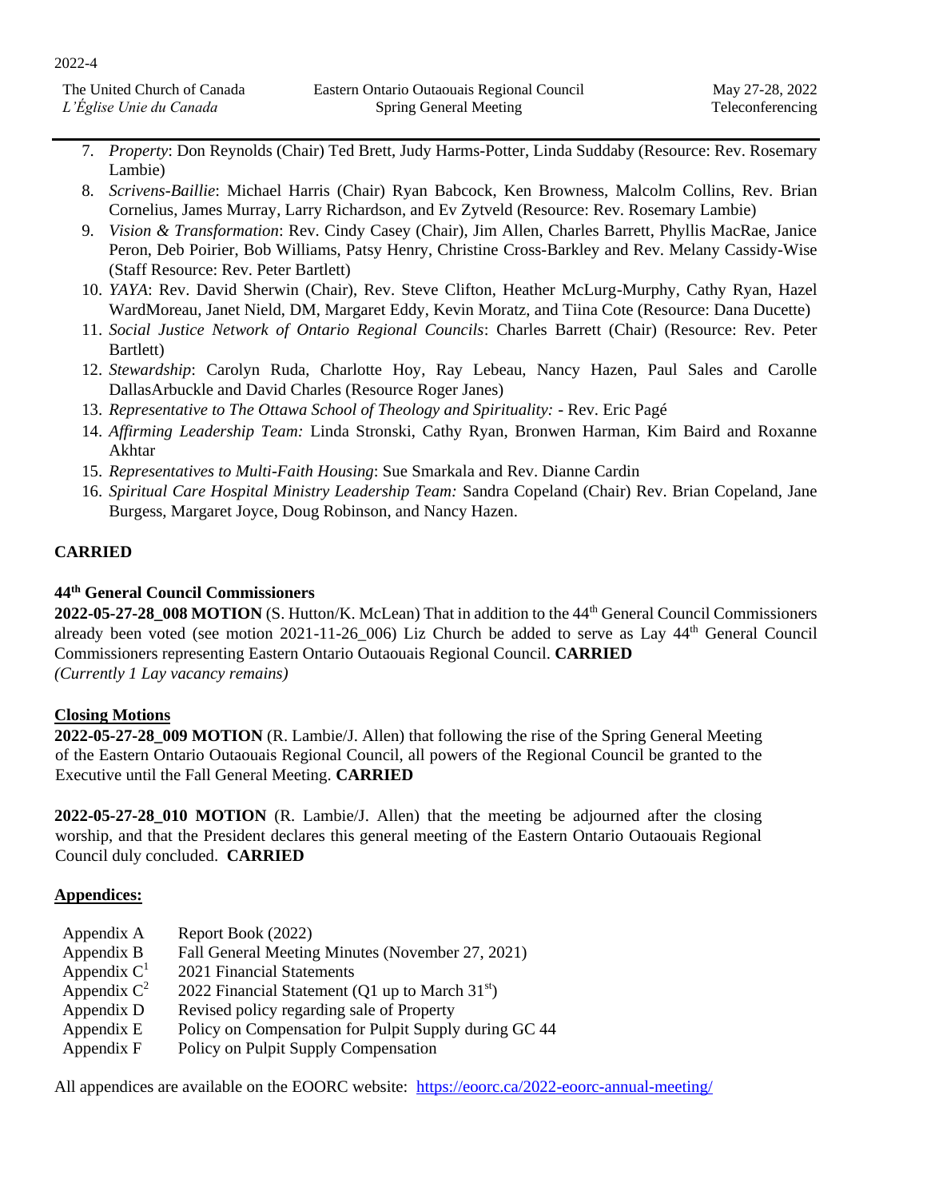7. *Property*: Don Reynolds (Chair) Ted Brett, Judy Harms-Potter, Linda Suddaby (Resource: Rev. Rosemary Lambie)
8. *Scrivens-Baillie*: Michael Harris (Chair) Ryan Babcock, Ken Browness, Malcolm Collins, Rev. Brian Cornelius, James Murray, Larry Richardson, and Ev Zytveld (Resource: Rev. Rosemary Lambie)
9. *Vision & Transformation*: Rev. Cindy Casey (Chair), Jim Allen, Charles Barrett, Phyllis MacRae, Janice Peron, Deb Poirier, Bob Williams, Patsy Henry, Christine Cross-Barkley and Rev. Melany Cassidy-Wise (Staff Resource: Rev. Peter Bartlett)
10. *YAYA*: Rev. David Sherwin (Chair), Rev. Steve Clifton, Heather McLurg-Murphy, Cathy Ryan, Hazel WardMoreau, Janet Nield, DM, Margaret Eddy, Kevin Moratz, and Tiina Cote (Resource: Dana Ducette)
11. *Social Justice Network of Ontario Regional Councils*: Charles Barrett (Chair) (Resource: Rev. Peter Bartlett)
12. *Stewardship*: Carolyn Ruda, Charlotte Hoy, Ray Lebeau, Nancy Hazen, Paul Sales and Carolle DallasArbuckle and David Charles (Resource Roger Janes)
13. *Representative to The Ottawa School of Theology and Spirituality:* - Rev. Eric Pagé
14. *Affirming Leadership Team:* Linda Stronski, Cathy Ryan, Bronwen Harman, Kim Baird and Roxanne Akhtar
15. *Representatives to Multi-Faith Housing*: Sue Smarkala and Rev. Dianne Cardin
16. *Spiritual Care Hospital Ministry Leadership Team:* Sandra Copeland (Chair) Rev. Brian Copeland, Jane Burgess, Margaret Joyce, Doug Robinson, and Nancy Hazen.

**CARRIED**

**44th General Council Commissioners**

**2022-05-27-28_008 MOTION** (S. Hutton/K. McLean) That in addition to the 44th General Council Commissioners already been voted (see motion 2021-11-26_006) Liz Church be added to serve as Lay 44th General Council Commissioners representing Eastern Ontario Outaouais Regional Council. **CARRIED**
*(Currently 1 Lay vacancy remains)*

**Closing Motions**

**2022-05-27-28_009 MOTION** (R. Lambie/J. Allen) that following the rise of the Spring General Meeting of the Eastern Ontario Outaouais Regional Council, all powers of the Regional Council be granted to the Executive until the Fall General Meeting. **CARRIED**

**2022-05-27-28_010 MOTION** (R. Lambie/J. Allen) that the meeting be adjourned after the closing worship, and that the President declares this general meeting of the Eastern Ontario Outaouais Regional Council duly concluded. **CARRIED**

**Appendices:**

| | |
|---|---|
| Appendix A | Report Book (2022) |
| Appendix B | Fall General Meeting Minutes (November 27, 2021) |
| Appendix $C^1$ | 2021 Financial Statements |
| Appendix $C^2$ | 2022 Financial Statement (Q1 up to March 31st) |
| Appendix D | Revised policy regarding sale of Property |
| Appendix E | Policy on Compensation for Pulpit Supply during GC 44 |
| Appendix F | Policy on Pulpit Supply Compensation |

All appendices are available on the EOORC website: https://eoorc.ca/2022-eoorc-annual-meeting/